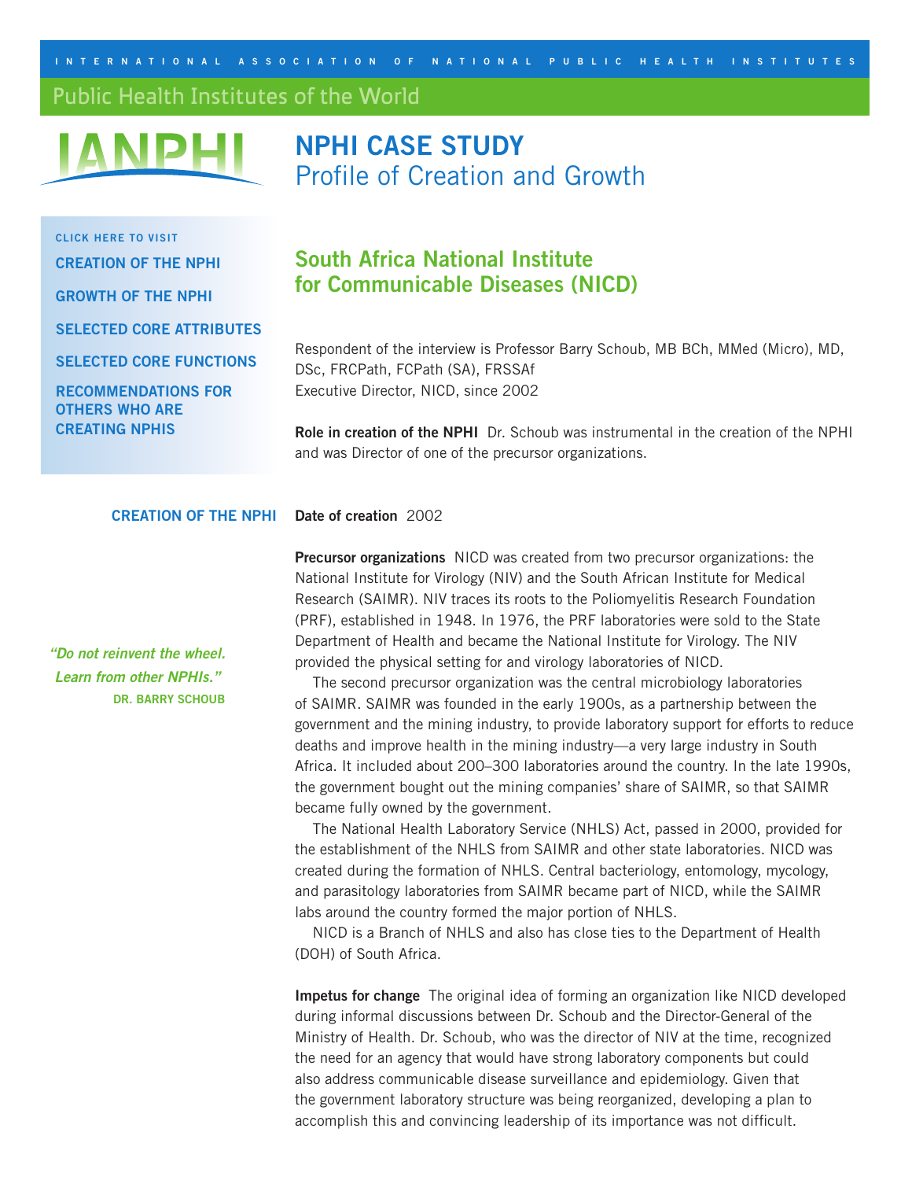INTERNATIONAL ASSOCIATION OF NATIONAL PUBLIC HEALTH INSTITUTES

Public Health Institutes of the World

IANPHI

# NPHI CASE STUDY
Profile of Creation and Growth

CLICK HERE TO VISIT

- CREATION OF THE NPHI
- GROWTH OF THE NPHI
- SELECTED CORE ATTRIBUTES
- SELECTED CORE FUNCTIONS
- RECOMMENDATIONS FOR OTHERS WHO ARE CREATING NPHIS

## South Africa National Institute for Communicable Diseases (NICD)

Respondent of the interview is Professor Barry Schoub, MB BCh, MMed (Micro), MD, DSc, FRCPath, FCPath (SA), FRSSAf
Executive Director, NICD, since 2002

**Role in creation of the NPHI** Dr. Schoub was instrumental in the creation of the NPHI and was Director of one of the precursor organizations.

### CREATION OF THE NPHI

**Date of creation** 2002

**Precursor organizations** NICD was created from two precursor organizations: the National Institute for Virology (NIV) and the South African Institute for Medical Research (SAIMR). NIV traces its roots to the Poliomyelitis Research Foundation (PRF), established in 1948. In 1976, the PRF laboratories were sold to the State Department of Health and became the National Institute for Virology. The NIV provided the physical setting for and virology laboratories of NICD.

The second precursor organization was the central microbiology laboratories of SAIMR. SAIMR was founded in the early 1900s, as a partnership between the government and the mining industry, to provide laboratory support for efforts to reduce deaths and improve health in the mining industry—a very large industry in South Africa. It included about 200–300 laboratories around the country. In the late 1990s, the government bought out the mining companies' share of SAIMR, so that SAIMR became fully owned by the government.

The National Health Laboratory Service (NHLS) Act, passed in 2000, provided for the establishment of the NHLS from SAIMR and other state laboratories. NICD was created during the formation of NHLS. Central bacteriology, entomology, mycology, and parasitology laboratories from SAIMR became part of NICD, while the SAIMR labs around the country formed the major portion of NHLS.

NICD is a Branch of NHLS and also has close ties to the Department of Health (DOH) of South Africa.

*"Do not reinvent the wheel. Learn from other NPHIs."*
DR. BARRY SCHOUB

**Impetus for change** The original idea of forming an organization like NICD developed during informal discussions between Dr. Schoub and the Director-General of the Ministry of Health. Dr. Schoub, who was the director of NIV at the time, recognized the need for an agency that would have strong laboratory components but could also address communicable disease surveillance and epidemiology. Given that the government laboratory structure was being reorganized, developing a plan to accomplish this and convincing leadership of its importance was not difficult.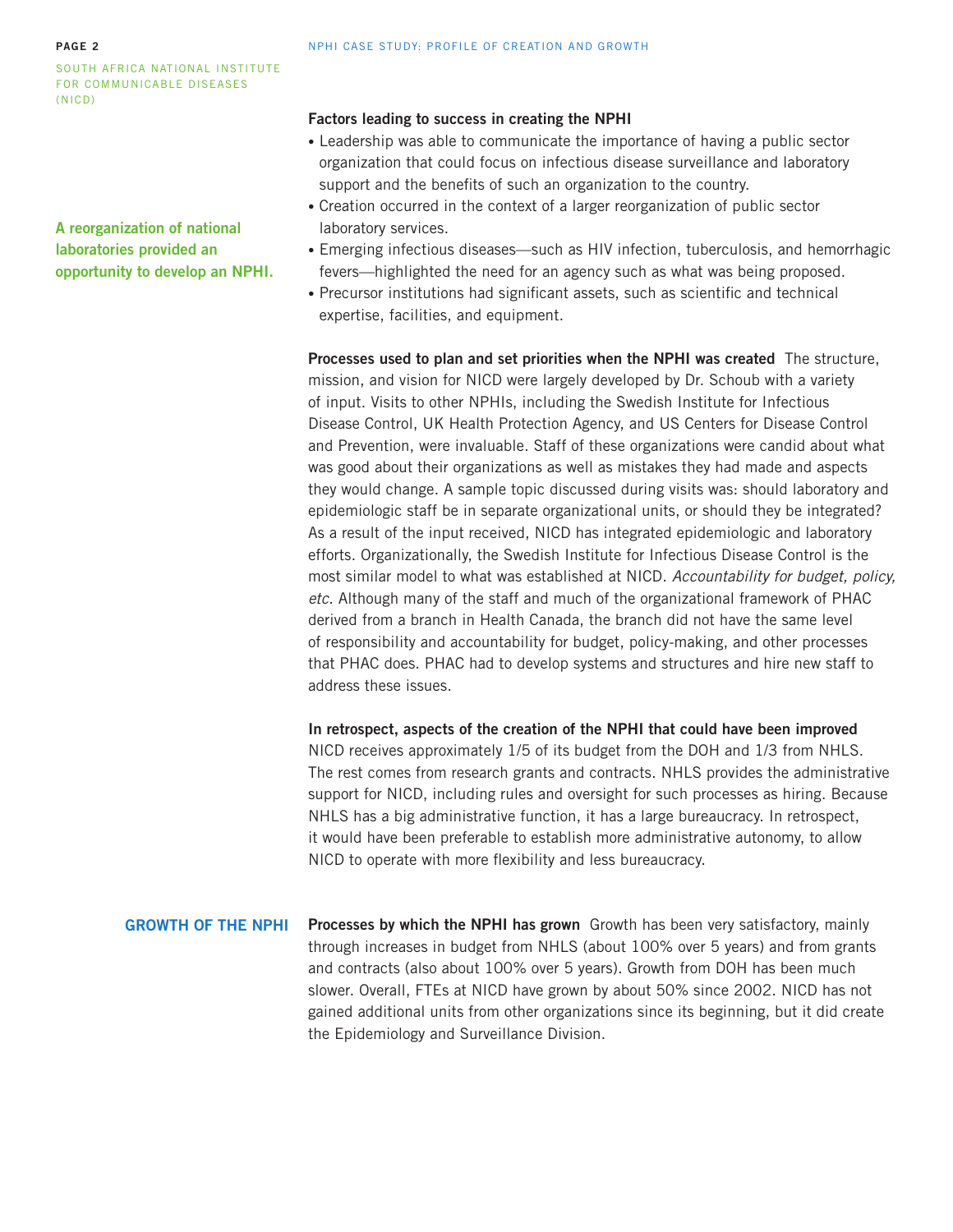SOUTH AFRICA NATIONAL INSTITUTE FOR COMMUNICABLE DISEASES (NICD)

**Factors leading to success in creating the NPHI**

- Leadership was able to communicate the importance of having a public sector organization that could focus on infectious disease surveillance and laboratory support and the benefits of such an organization to the country.
- Creation occurred in the context of a larger reorganization of public sector laboratory services.
- Emerging infectious diseases—such as HIV infection, tuberculosis, and hemorrhagic fevers—highlighted the need for an agency such as what was being proposed.
- Precursor institutions had significant assets, such as scientific and technical expertise, facilities, and equipment.

**A reorganization of national laboratories provided an opportunity to develop an NPHI.**

**Processes used to plan and set priorities when the NPHI was created** The structure, mission, and vision for NICD were largely developed by Dr. Schoub with a variety of input. Visits to other NPHIs, including the Swedish Institute for Infectious Disease Control, UK Health Protection Agency, and US Centers for Disease Control and Prevention, were invaluable. Staff of these organizations were candid about what was good about their organizations as well as mistakes they had made and aspects they would change. A sample topic discussed during visits was: should laboratory and epidemiologic staff be in separate organizational units, or should they be integrated? As a result of the input received, NICD has integrated epidemiologic and laboratory efforts. Organizationally, the Swedish Institute for Infectious Disease Control is the most similar model to what was established at NICD. *Accountability for budget, policy, etc.* Although many of the staff and much of the organizational framework of PHAC derived from a branch in Health Canada, the branch did not have the same level of responsibility and accountability for budget, policy-making, and other processes that PHAC does. PHAC had to develop systems and structures and hire new staff to address these issues.

**In retrospect, aspects of the creation of the NPHI that could have been improved**
NICD receives approximately 1/5 of its budget from the DOH and 1/3 from NHLS. The rest comes from research grants and contracts. NHLS provides the administrative support for NICD, including rules and oversight for such processes as hiring. Because NHLS has a big administrative function, it has a large bureaucracy. In retrospect, it would have been preferable to establish more administrative autonomy, to allow NICD to operate with more flexibility and less bureaucracy.

## GROWTH OF THE NPHI

**Processes by which the NPHI has grown** Growth has been very satisfactory, mainly through increases in budget from NHLS (about 100% over 5 years) and from grants and contracts (also about 100% over 5 years). Growth from DOH has been much slower. Overall, FTEs at NICD have grown by about 50% since 2002. NICD has not gained additional units from other organizations since its beginning, but it did create the Epidemiology and Surveillance Division.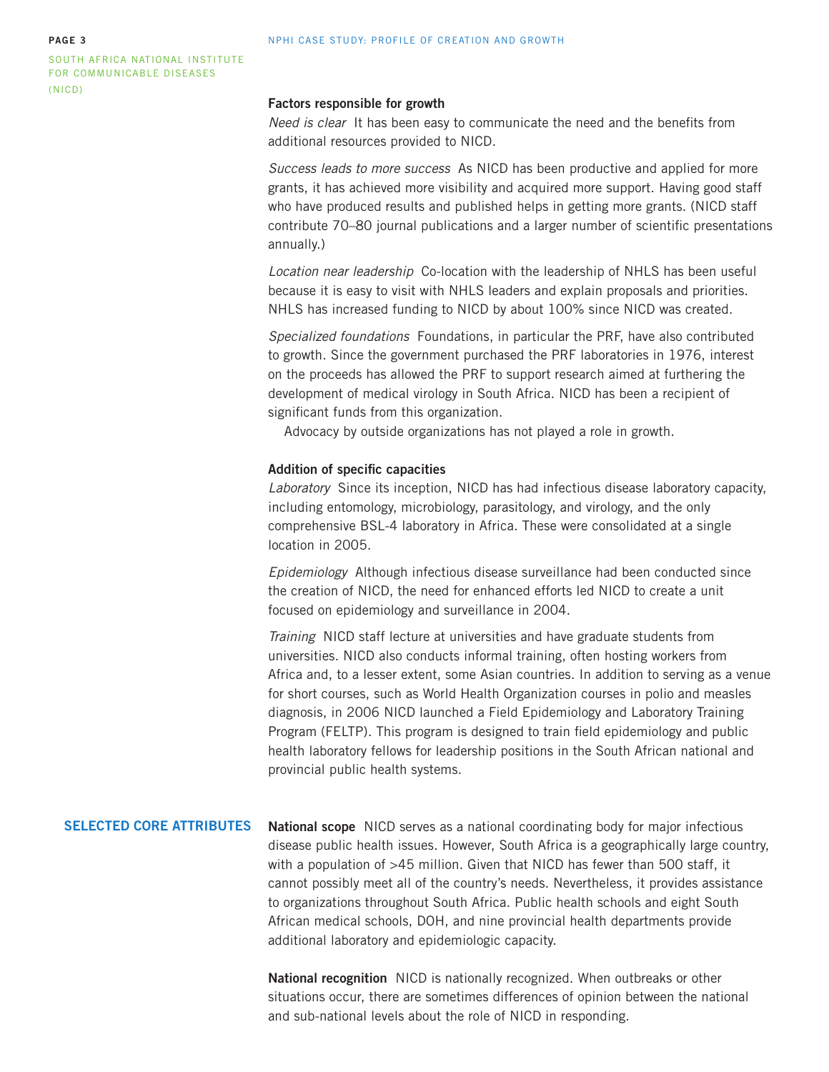### Factors responsible for growth

*Need is clear* It has been easy to communicate the need and the benefits from additional resources provided to NICD.

*Success leads to more success* As NICD has been productive and applied for more grants, it has achieved more visibility and acquired more support. Having good staff who have produced results and published helps in getting more grants. (NICD staff contribute 70–80 journal publications and a larger number of scientific presentations annually.)

*Location near leadership* Co-location with the leadership of NHLS has been useful because it is easy to visit with NHLS leaders and explain proposals and priorities. NHLS has increased funding to NICD by about 100% since NICD was created.

*Specialized foundations* Foundations, in particular the PRF, have also contributed to growth. Since the government purchased the PRF laboratories in 1976, interest on the proceeds has allowed the PRF to support research aimed at furthering the development of medical virology in South Africa. NICD has been a recipient of significant funds from this organization.

Advocacy by outside organizations has not played a role in growth.

### Addition of specific capacities

*Laboratory* Since its inception, NICD has had infectious disease laboratory capacity, including entomology, microbiology, parasitology, and virology, and the only comprehensive BSL-4 laboratory in Africa. These were consolidated at a single location in 2005.

*Epidemiology* Although infectious disease surveillance had been conducted since the creation of NICD, the need for enhanced efforts led NICD to create a unit focused on epidemiology and surveillance in 2004.

*Training* NICD staff lecture at universities and have graduate students from universities. NICD also conducts informal training, often hosting workers from Africa and, to a lesser extent, some Asian countries. In addition to serving as a venue for short courses, such as World Health Organization courses in polio and measles diagnosis, in 2006 NICD launched a Field Epidemiology and Laboratory Training Program (FELTP). This program is designed to train field epidemiology and public health laboratory fellows for leadership positions in the South African national and provincial public health systems.

## SELECTED CORE ATTRIBUTES

**National scope** NICD serves as a national coordinating body for major infectious disease public health issues. However, South Africa is a geographically large country, with a population of >45 million. Given that NICD has fewer than 500 staff, it cannot possibly meet all of the country's needs. Nevertheless, it provides assistance to organizations throughout South Africa. Public health schools and eight South African medical schools, DOH, and nine provincial health departments provide additional laboratory and epidemiologic capacity.

**National recognition** NICD is nationally recognized. When outbreaks or other situations occur, there are sometimes differences of opinion between the national and sub-national levels about the role of NICD in responding.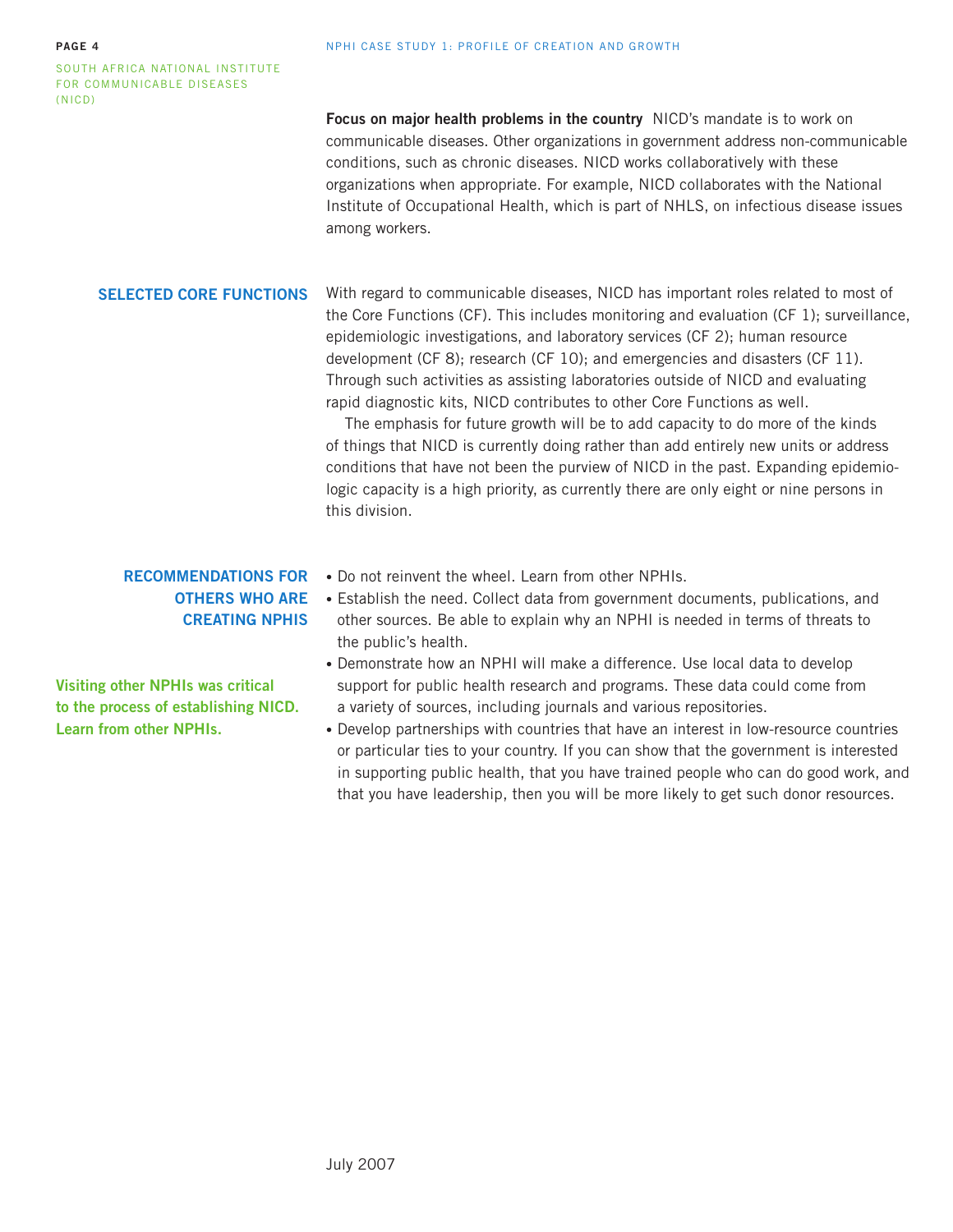**Focus on major health problems in the country** NICD's mandate is to work on communicable diseases. Other organizations in government address non-communicable conditions, such as chronic diseases. NICD works collaboratively with these organizations when appropriate. For example, NICD collaborates with the National Institute of Occupational Health, which is part of NHLS, on infectious disease issues among workers.

## SELECTED CORE FUNCTIONS

With regard to communicable diseases, NICD has important roles related to most of the Core Functions (CF). This includes monitoring and evaluation (CF 1); surveillance, epidemiologic investigations, and laboratory services (CF 2); human resource development (CF 8); research (CF 10); and emergencies and disasters (CF 11). Through such activities as assisting laboratories outside of NICD and evaluating rapid diagnostic kits, NICD contributes to other Core Functions as well.

The emphasis for future growth will be to add capacity to do more of the kinds of things that NICD is currently doing rather than add entirely new units or address conditions that have not been the purview of NICD in the past. Expanding epidemiologic capacity is a high priority, as currently there are only eight or nine persons in this division.

## RECOMMENDATIONS FOR OTHERS WHO ARE CREATING NPHIS

**Visiting other NPHIs was critical to the process of establishing NICD. Learn from other NPHIs.**

- Do not reinvent the wheel. Learn from other NPHIs.
- Establish the need. Collect data from government documents, publications, and other sources. Be able to explain why an NPHI is needed in terms of threats to the public's health.
- Demonstrate how an NPHI will make a difference. Use local data to develop support for public health research and programs. These data could come from a variety of sources, including journals and various repositories.
- Develop partnerships with countries that have an interest in low-resource countries or particular ties to your country. If you can show that the government is interested in supporting public health, that you have trained people who can do good work, and that you have leadership, then you will be more likely to get such donor resources.

July 2007